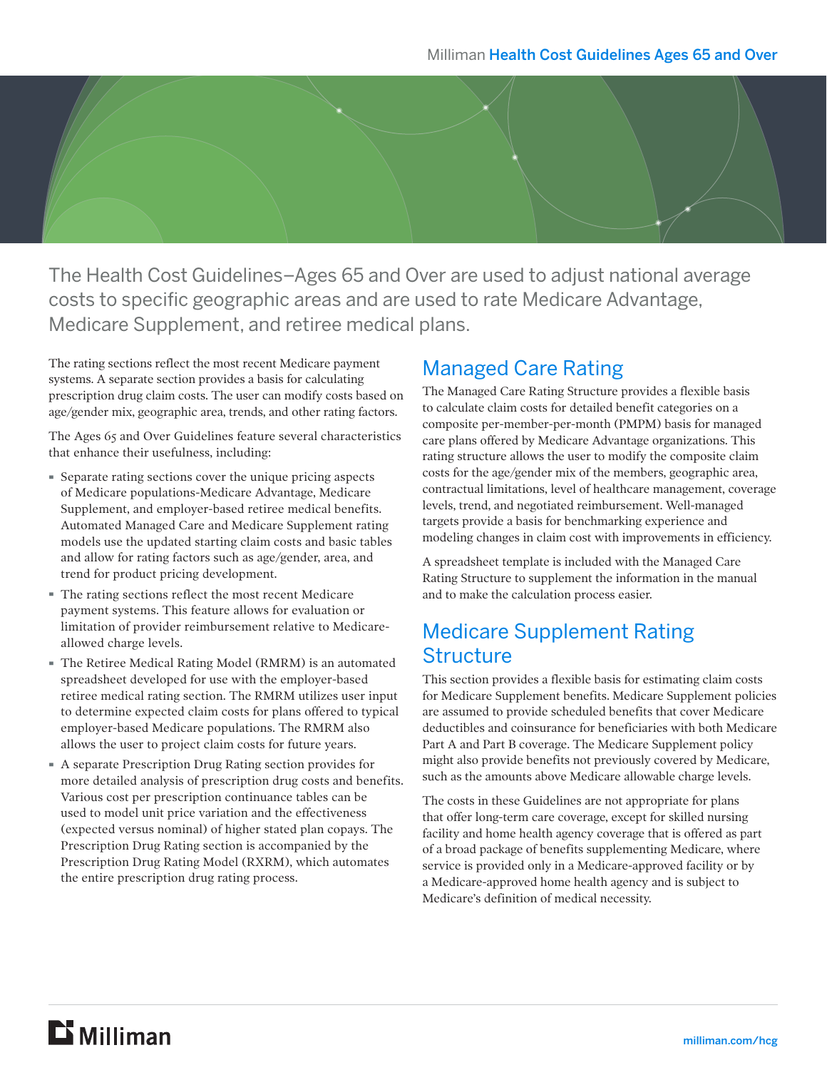# Milliman Health Cost Guidelines Ages 65 and Over

The Health Cost Guidelines–Ages 65 and Over are used to adjust national average costs to specific geographic areas and are used to rate Medicare Advantage, Medicare Supplement, and retiree medical plans.

The rating sections reflect the most recent Medicare payment systems. A separate section provides a basis for calculating prescription drug claim costs. The user can modify costs based on age/gender mix, geographic area, trends, and other rating factors.

The Ages 65 and Over Guidelines feature several characteristics that enhance their usefulness, including:

- Separate rating sections cover the unique pricing aspects of Medicare populations-Medicare Advantage, Medicare Supplement, and employer-based retiree medical benefits. Automated Managed Care and Medicare Supplement rating models use the updated starting claim costs and basic tables and allow for rating factors such as age/gender, area, and trend for product pricing development.
- The rating sections reflect the most recent Medicare payment systems. This feature allows for evaluation or limitation of provider reimbursement relative to Medicare-allowed charge levels.
- The Retiree Medical Rating Model (RMRM) is an automated spreadsheet developed for use with the employer-based retiree medical rating section. The RMRM utilizes user input to determine expected claim costs for plans offered to typical employer-based Medicare populations. The RMRM also allows the user to project claim costs for future years.
- A separate Prescription Drug Rating section provides for more detailed analysis of prescription drug costs and benefits. Various cost per prescription continuance tables can be used to model unit price variation and the effectiveness (expected versus nominal) of higher stated plan copays. The Prescription Drug Rating section is accompanied by the Prescription Drug Rating Model (RXRM), which automates the entire prescription drug rating process.

## Managed Care Rating

The Managed Care Rating Structure provides a flexible basis to calculate claim costs for detailed benefit categories on a composite per-member-per-month (PMPM) basis for managed care plans offered by Medicare Advantage organizations. This rating structure allows the user to modify the composite claim costs for the age/gender mix of the members, geographic area, contractual limitations, level of healthcare management, coverage levels, trend, and negotiated reimbursement. Well-managed targets provide a basis for benchmarking experience and modeling changes in claim cost with improvements in efficiency.

A spreadsheet template is included with the Managed Care Rating Structure to supplement the information in the manual and to make the calculation process easier.

## Medicare Supplement Rating Structure

This section provides a flexible basis for estimating claim costs for Medicare Supplement benefits. Medicare Supplement policies are assumed to provide scheduled benefits that cover Medicare deductibles and coinsurance for beneficiaries with both Medicare Part A and Part B coverage. The Medicare Supplement policy might also provide benefits not previously covered by Medicare, such as the amounts above Medicare allowable charge levels.

The costs in these Guidelines are not appropriate for plans that offer long-term care coverage, except for skilled nursing facility and home health agency coverage that is offered as part of a broad package of benefits supplementing Medicare, where service is provided only in a Medicare-approved facility or by a Medicare-approved home health agency and is subject to Medicare's definition of medical necessity.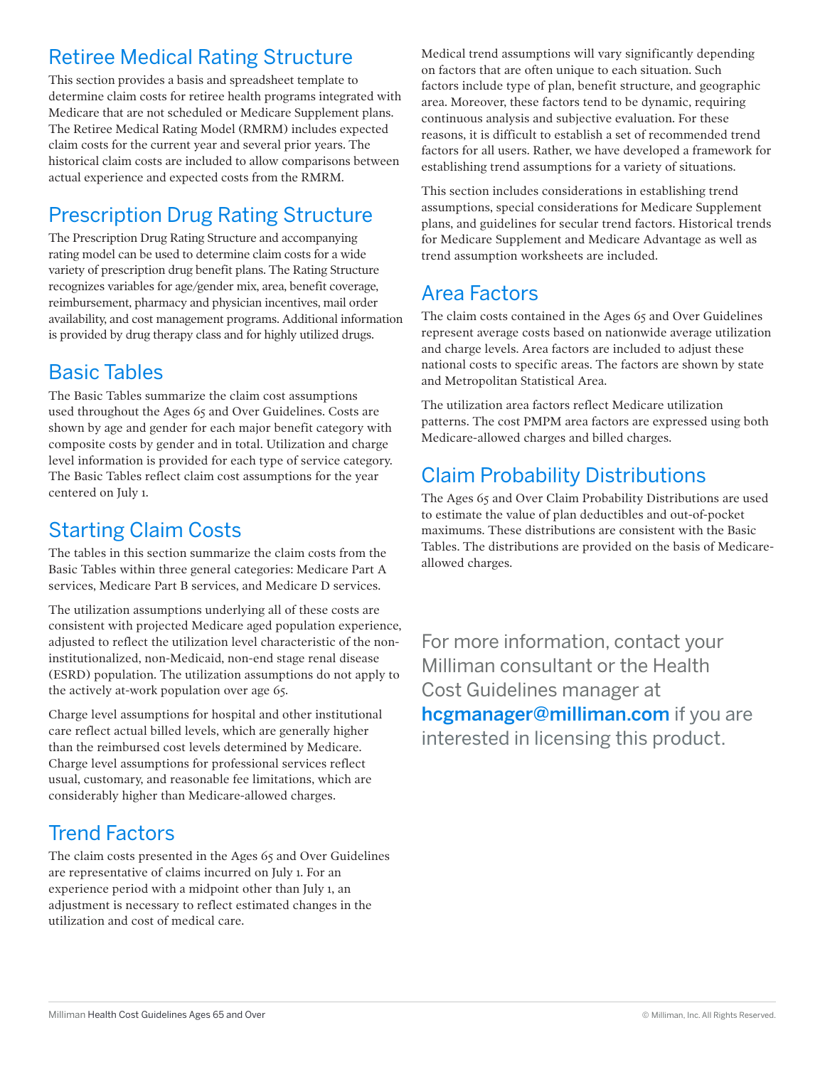## Retiree Medical Rating Structure

This section provides a basis and spreadsheet template to determine claim costs for retiree health programs integrated with Medicare that are not scheduled or Medicare Supplement plans. The Retiree Medical Rating Model (RMRM) includes expected claim costs for the current year and several prior years. The historical claim costs are included to allow comparisons between actual experience and expected costs from the RMRM.

## Prescription Drug Rating Structure

The Prescription Drug Rating Structure and accompanying rating model can be used to determine claim costs for a wide variety of prescription drug benefit plans. The Rating Structure recognizes variables for age/gender mix, area, benefit coverage, reimbursement, pharmacy and physician incentives, mail order availability, and cost management programs. Additional information is provided by drug therapy class and for highly utilized drugs.

## Basic Tables

The Basic Tables summarize the claim cost assumptions used throughout the Ages 65 and Over Guidelines. Costs are shown by age and gender for each major benefit category with composite costs by gender and in total. Utilization and charge level information is provided for each type of service category. The Basic Tables reflect claim cost assumptions for the year centered on July 1.

## Starting Claim Costs

The tables in this section summarize the claim costs from the Basic Tables within three general categories: Medicare Part A services, Medicare Part B services, and Medicare D services.

The utilization assumptions underlying all of these costs are consistent with projected Medicare aged population experience, adjusted to reflect the utilization level characteristic of the non-institutionalized, non-Medicaid, non-end stage renal disease (ESRD) population. The utilization assumptions do not apply to the actively at-work population over age 65.

Charge level assumptions for hospital and other institutional care reflect actual billed levels, which are generally higher than the reimbursed cost levels determined by Medicare. Charge level assumptions for professional services reflect usual, customary, and reasonable fee limitations, which are considerably higher than Medicare-allowed charges.

## Trend Factors

The claim costs presented in the Ages 65 and Over Guidelines are representative of claims incurred on July 1. For an experience period with a midpoint other than July 1, an adjustment is necessary to reflect estimated changes in the utilization and cost of medical care.

Medical trend assumptions will vary significantly depending on factors that are often unique to each situation. Such factors include type of plan, benefit structure, and geographic area. Moreover, these factors tend to be dynamic, requiring continuous analysis and subjective evaluation. For these reasons, it is difficult to establish a set of recommended trend factors for all users. Rather, we have developed a framework for establishing trend assumptions for a variety of situations.

This section includes considerations in establishing trend assumptions, special considerations for Medicare Supplement plans, and guidelines for secular trend factors. Historical trends for Medicare Supplement and Medicare Advantage as well as trend assumption worksheets are included.

## Area Factors

The claim costs contained in the Ages 65 and Over Guidelines represent average costs based on nationwide average utilization and charge levels. Area factors are included to adjust these national costs to specific areas. The factors are shown by state and Metropolitan Statistical Area.

The utilization area factors reflect Medicare utilization patterns. The cost PMPM area factors are expressed using both Medicare-allowed charges and billed charges.

## Claim Probability Distributions

The Ages 65 and Over Claim Probability Distributions are used to estimate the value of plan deductibles and out-of-pocket maximums. These distributions are consistent with the Basic Tables. The distributions are provided on the basis of Medicare-allowed charges.

For more information, contact your Milliman consultant or the Health Cost Guidelines manager at **hcgmanager@milliman.com** if you are interested in licensing this product.